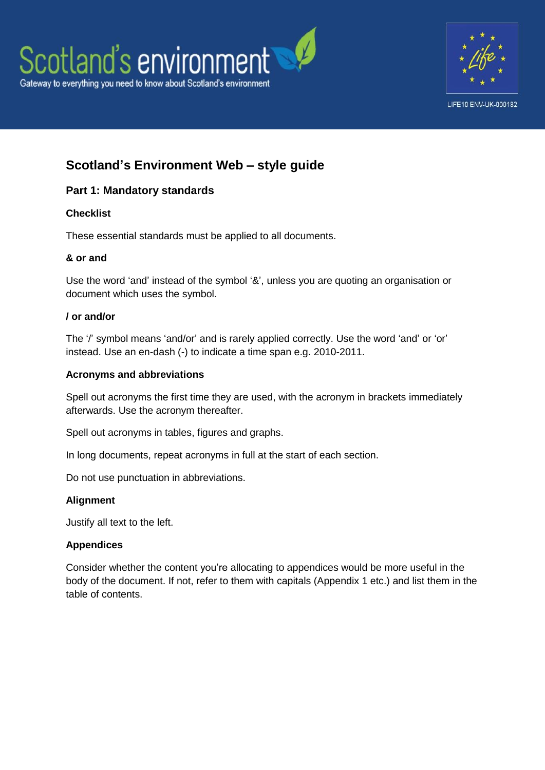Scotland's environment

Gateway to everything you need to know about Scotland's environment

LIFE10 ENV-UK-000182

# Scotland's Environment Web – style guide

## Part 1: Mandatory standards

### Checklist

These essential standards must be applied to all documents.

### & or and

Use the word 'and' instead of the symbol '&', unless you are quoting an organisation or document which uses the symbol.

### / or and/or

The '/' symbol means 'and/or' and is rarely applied correctly. Use the word 'and' or 'or' instead. Use an en-dash (-) to indicate a time span e.g. 2010-2011.

### Acronyms and abbreviations

Spell out acronyms the first time they are used, with the acronym in brackets immediately afterwards. Use the acronym thereafter.

Spell out acronyms in tables, figures and graphs.

In long documents, repeat acronyms in full at the start of each section.

Do not use punctuation in abbreviations.

### Alignment

Justify all text to the left.

### Appendices

Consider whether the content you're allocating to appendices would be more useful in the body of the document. If not, refer to them with capitals (Appendix 1 etc.) and list them in the table of contents.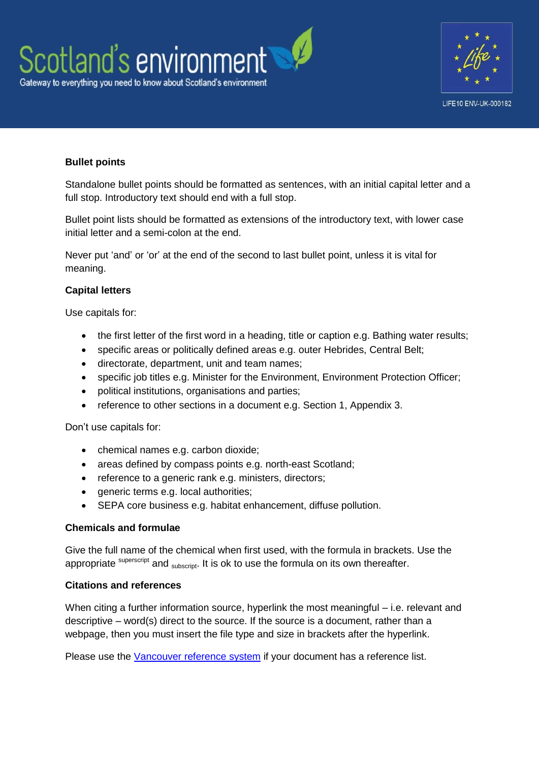**Bullet points**

Standalone bullet points should be formatted as sentences, with an initial capital letter and a full stop. Introductory text should end with a full stop.

Bullet point lists should be formatted as extensions of the introductory text, with lower case initial letter and a semi-colon at the end.

Never put 'and' or 'or' at the end of the second to last bullet point, unless it is vital for meaning.

**Capital letters**

Use capitals for:

- the first letter of the first word in a heading, title or caption e.g. Bathing water results;
- specific areas or politically defined areas e.g. outer Hebrides, Central Belt;
- directorate, department, unit and team names;
- specific job titles e.g. Minister for the Environment, Environment Protection Officer;
- political institutions, organisations and parties;
- reference to other sections in a document e.g. Section 1, Appendix 3.

Don't use capitals for:

- chemical names e.g. carbon dioxide;
- areas defined by compass points e.g. north-east Scotland;
- reference to a generic rank e.g. ministers, directors;
- generic terms e.g. local authorities;
- SEPA core business e.g. habitat enhancement, diffuse pollution.

**Chemicals and formulae**

Give the full name of the chemical when first used, with the formula in brackets. Use the appropriate $^{\text{superscript}}$ and $_{\text{subscript}}$. It is ok to use the formula on its own thereafter.

**Citations and references**

When citing a further information source, hyperlink the most meaningful – i.e. relevant and descriptive – word(s) direct to the source. If the source is a document, rather than a webpage, then you must insert the file type and size in brackets after the hyperlink.

Please use the [Vancouver reference system] if your document has a reference list.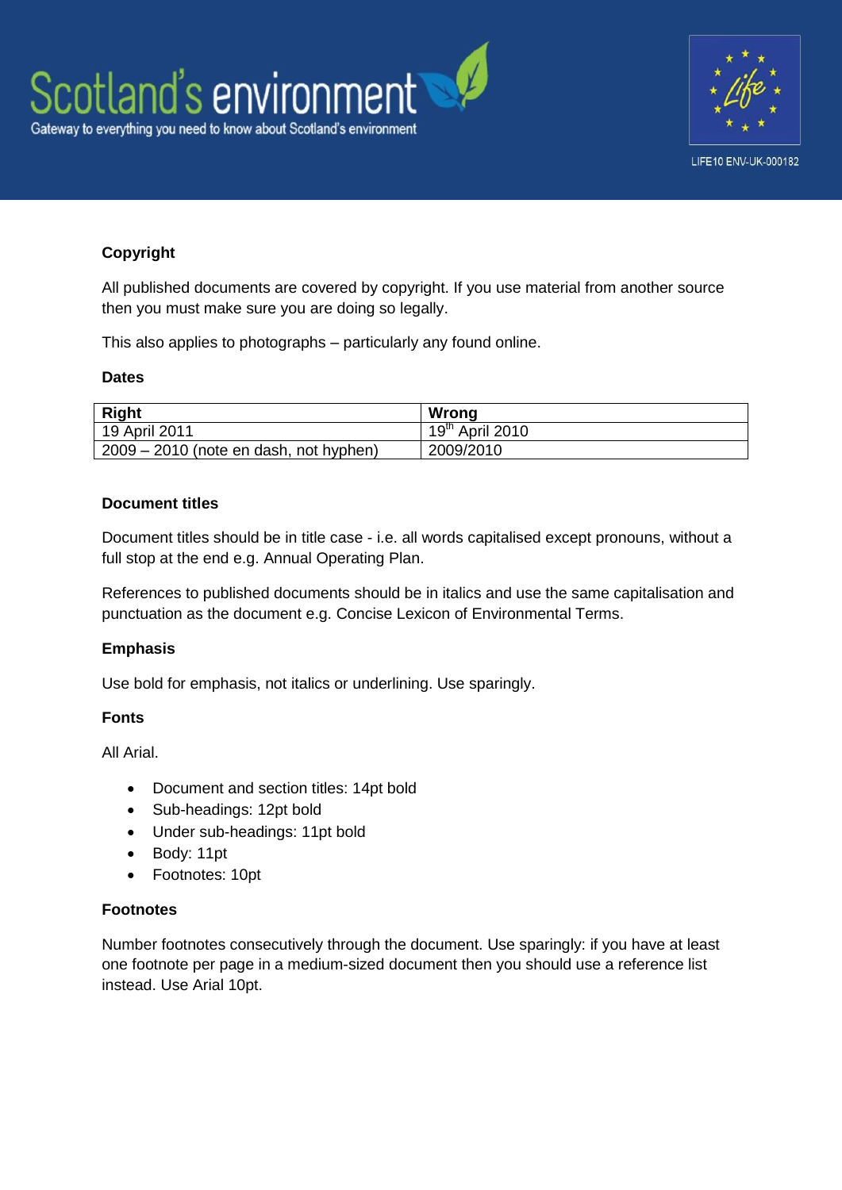### Copyright

All published documents are covered by copyright. If you use material from another source then you must make sure you are doing so legally.

This also applies to photographs – particularly any found online.

### Dates

| Right | Wrong |
|---|---|
| 19 April 2011 | 19th April 2010 |
| 2009 – 2010 (note en dash, not hyphen) | 2009/2010 |

### Document titles

Document titles should be in title case - i.e. all words capitalised except pronouns, without a full stop at the end e.g. Annual Operating Plan.

References to published documents should be in italics and use the same capitalisation and punctuation as the document e.g. Concise Lexicon of Environmental Terms.

### Emphasis

Use bold for emphasis, not italics or underlining. Use sparingly.

### Fonts

All Arial.

- Document and section titles: 14pt bold
- Sub-headings: 12pt bold
- Under sub-headings: 11pt bold
- Body: 11pt
- Footnotes: 10pt

### Footnotes

Number footnotes consecutively through the document. Use sparingly: if you have at least one footnote per page in a medium-sized document then you should use a reference list instead. Use Arial 10pt.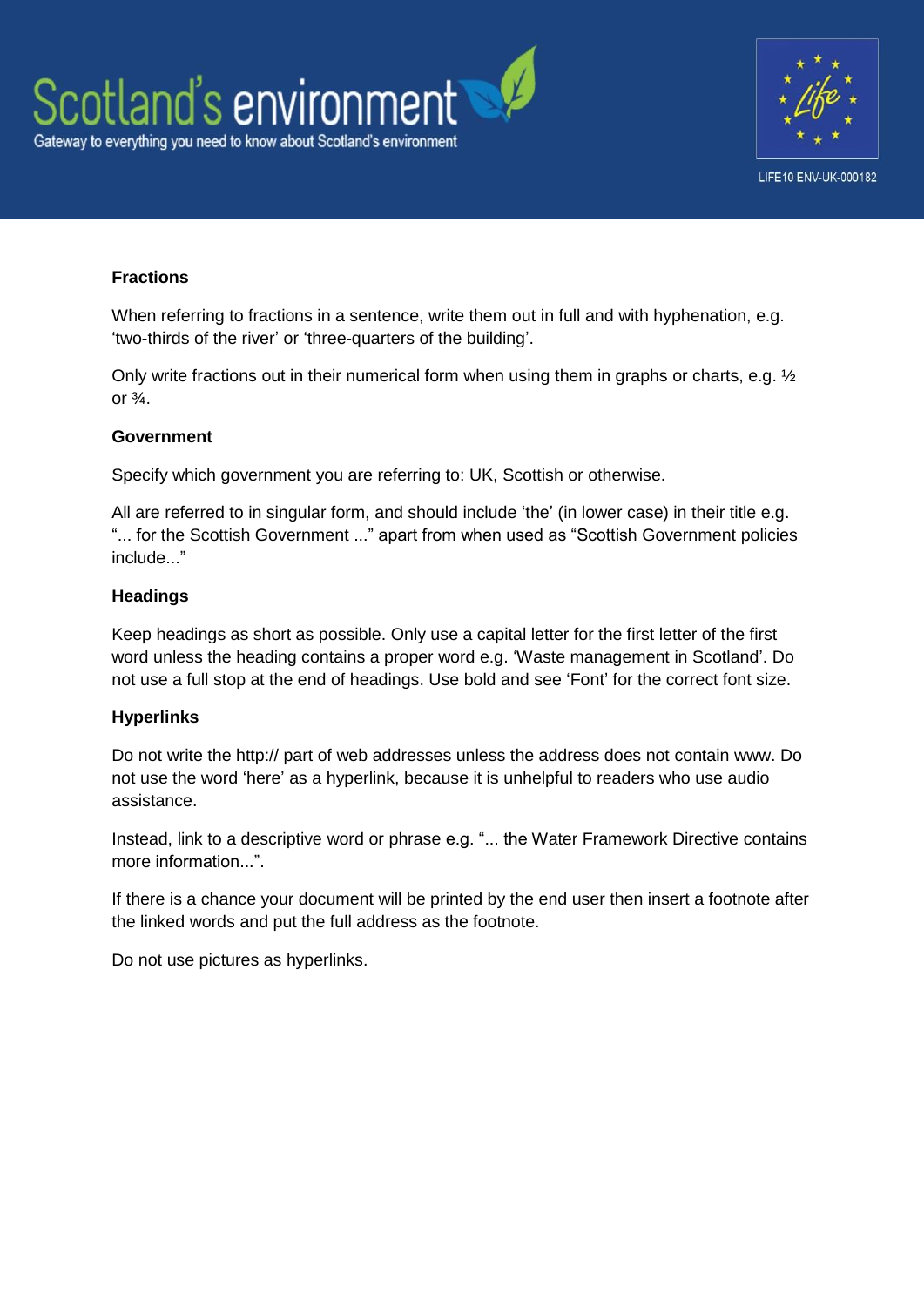**Fractions**

When referring to fractions in a sentence, write them out in full and with hyphenation, e.g. 'two-thirds of the river' or 'three-quarters of the building'.

Only write fractions out in their numerical form when using them in graphs or charts, e.g. ½ or ¾.

**Government**

Specify which government you are referring to: UK, Scottish or otherwise.

All are referred to in singular form, and should include 'the' (in lower case) in their title e.g. "... for the Scottish Government ..." apart from when used as "Scottish Government policies include..."

**Headings**

Keep headings as short as possible. Only use a capital letter for the first letter of the first word unless the heading contains a proper word e.g. 'Waste management in Scotland'. Do not use a full stop at the end of headings. Use bold and see 'Font' for the correct font size.

**Hyperlinks**

Do not write the http:// part of web addresses unless the address does not contain www. Do not use the word 'here' as a hyperlink, because it is unhelpful to readers who use audio assistance.

Instead, link to a descriptive word or phrase e.g. "... the Water Framework Directive contains more information...".

If there is a chance your document will be printed by the end user then insert a footnote after the linked words and put the full address as the footnote.

Do not use pictures as hyperlinks.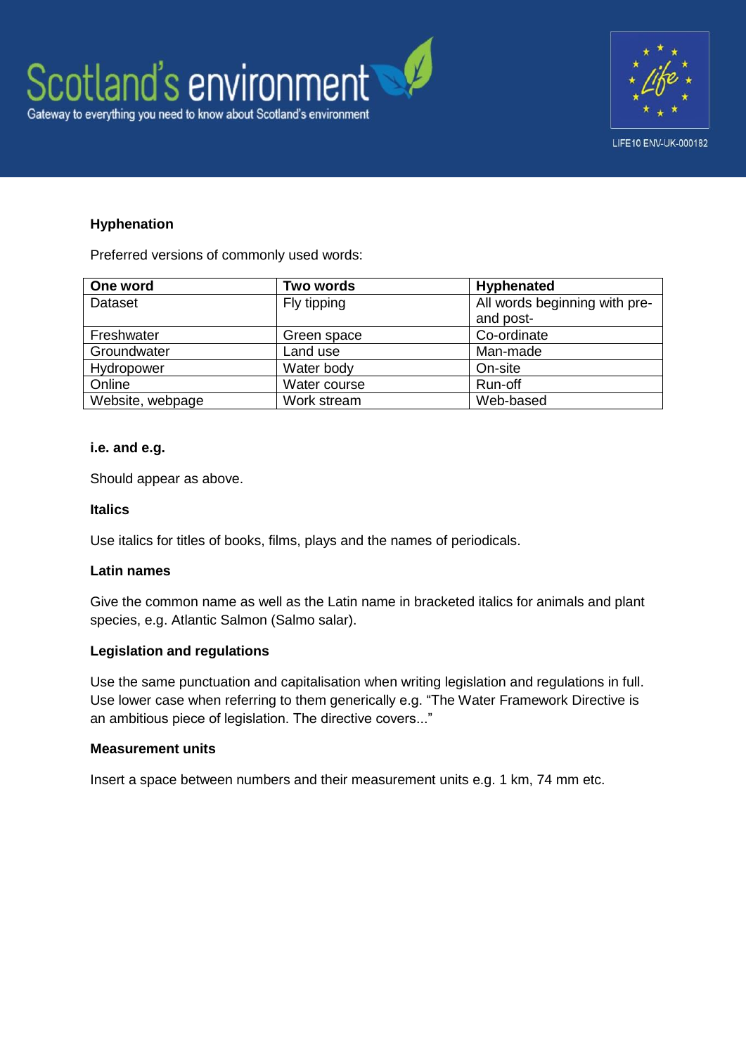### Hyphenation

Preferred versions of commonly used words:

| One word | Two words | Hyphenated |
|---|---|---|
| Dataset | Fly tipping | All words beginning with pre- and post- |
| Freshwater | Green space | Co-ordinate |
| Groundwater | Land use | Man-made |
| Hydropower | Water body | On-site |
| Online | Water course | Run-off |
| Website, webpage | Work stream | Web-based |

### i.e. and e.g.

Should appear as above.

### Italics

Use italics for titles of books, films, plays and the names of periodicals.

### Latin names

Give the common name as well as the Latin name in bracketed italics for animals and plant species, e.g. Atlantic Salmon (Salmo salar).

### Legislation and regulations

Use the same punctuation and capitalisation when writing legislation and regulations in full. Use lower case when referring to them generically e.g. "The Water Framework Directive is an ambitious piece of legislation. The directive covers..."

### Measurement units

Insert a space between numbers and their measurement units e.g. 1 km, 74 mm etc.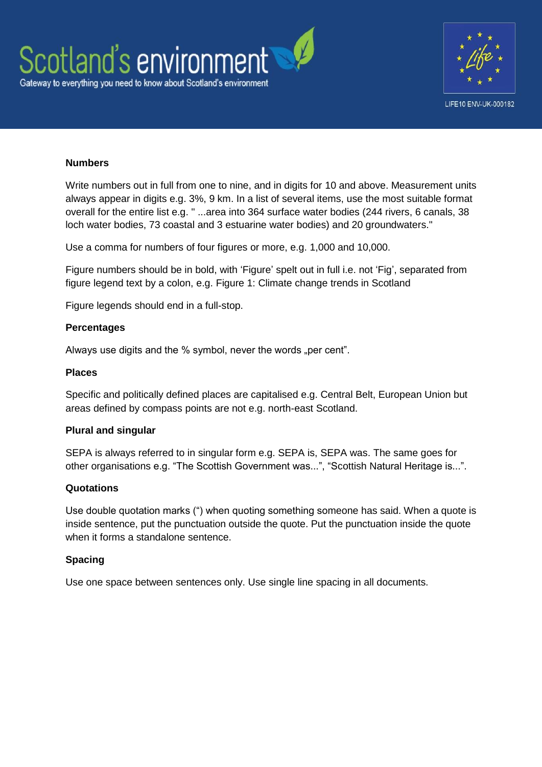**Numbers**

Write numbers out in full from one to nine, and in digits for 10 and above. Measurement units always appear in digits e.g. 3%, 9 km. In a list of several items, use the most suitable format overall for the entire list e.g. " ...area into 364 surface water bodies (244 rivers, 6 canals, 38 loch water bodies, 73 coastal and 3 estuarine water bodies) and 20 groundwaters."

Use a comma for numbers of four figures or more, e.g. 1,000 and 10,000.

Figure numbers should be in bold, with 'Figure' spelt out in full i.e. not 'Fig', separated from figure legend text by a colon, e.g. Figure 1: Climate change trends in Scotland

Figure legends should end in a full-stop.

**Percentages**

Always use digits and the % symbol, never the words „per cent".

**Places**

Specific and politically defined places are capitalised e.g. Central Belt, European Union but areas defined by compass points are not e.g. north-east Scotland.

**Plural and singular**

SEPA is always referred to in singular form e.g. SEPA is, SEPA was. The same goes for other organisations e.g. "The Scottish Government was...", "Scottish Natural Heritage is...".

**Quotations**

Use double quotation marks (") when quoting something someone has said. When a quote is inside sentence, put the punctuation outside the quote. Put the punctuation inside the quote when it forms a standalone sentence.

**Spacing**

Use one space between sentences only. Use single line spacing in all documents.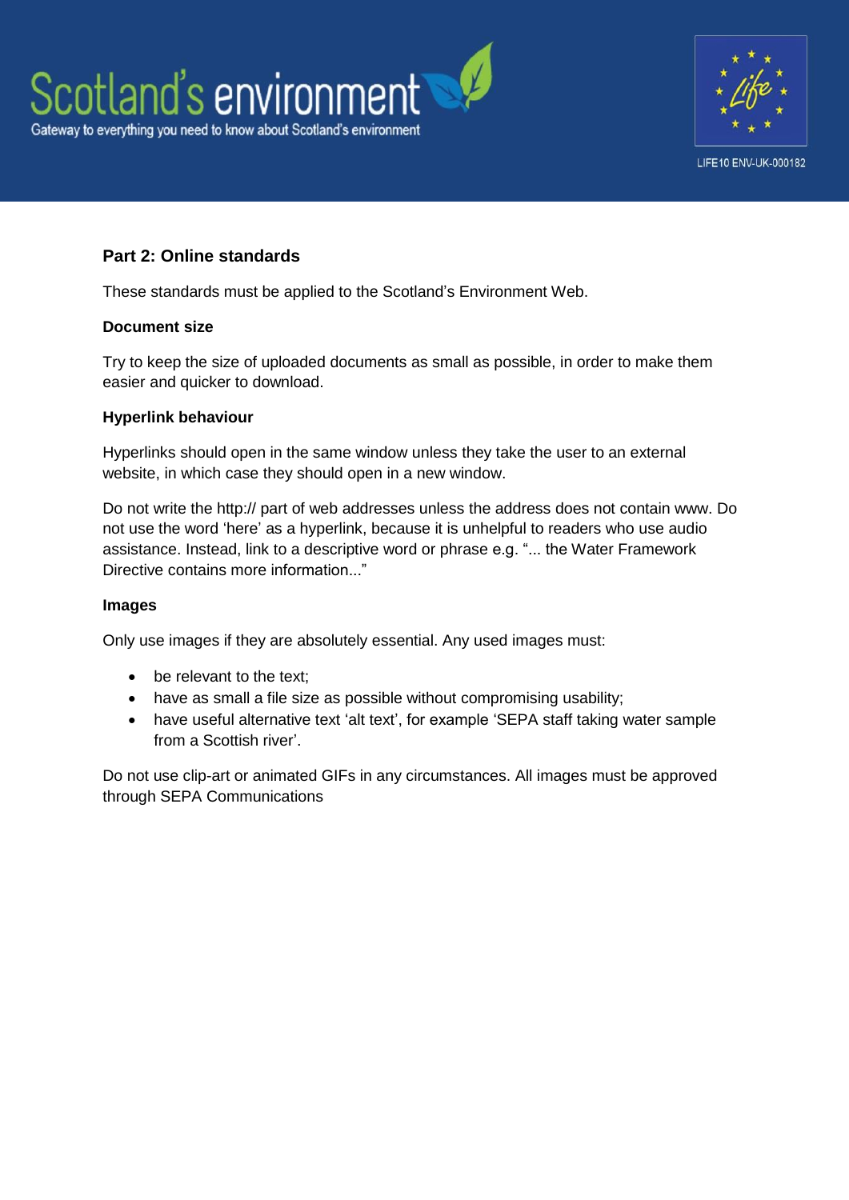## Part 2: Online standards

These standards must be applied to the Scotland's Environment Web.

### Document size

Try to keep the size of uploaded documents as small as possible, in order to make them easier and quicker to download.

### Hyperlink behaviour

Hyperlinks should open in the same window unless they take the user to an external website, in which case they should open in a new window.

Do not write the http:// part of web addresses unless the address does not contain www. Do not use the word 'here' as a hyperlink, because it is unhelpful to readers who use audio assistance. Instead, link to a descriptive word or phrase e.g. "... the Water Framework Directive contains more information..."

### Images

Only use images if they are absolutely essential. Any used images must:

- be relevant to the text;
- have as small a file size as possible without compromising usability;
- have useful alternative text 'alt text', for example 'SEPA staff taking water sample from a Scottish river'.

Do not use clip-art or animated GIFs in any circumstances. All images must be approved through SEPA Communications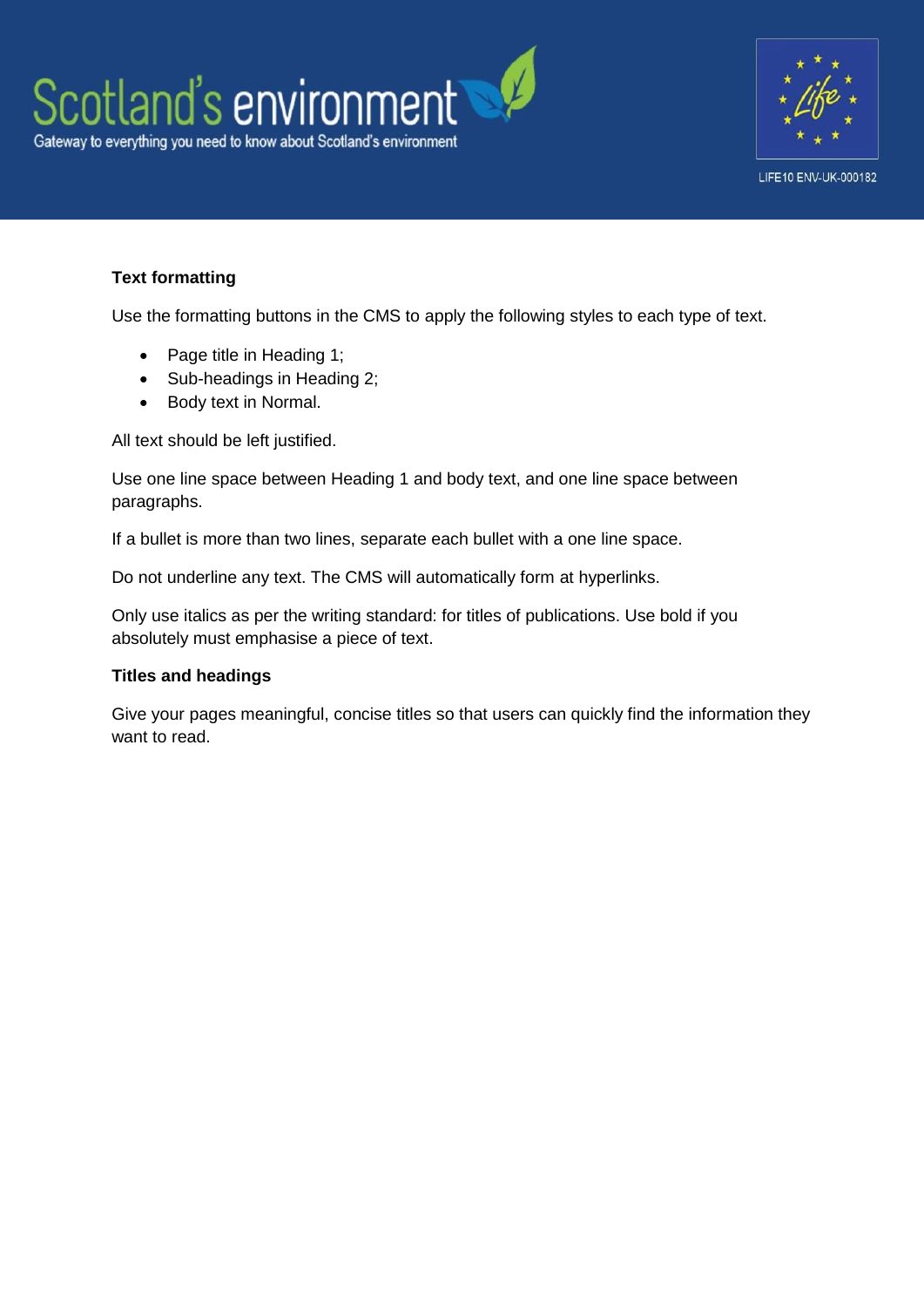**Text formatting**

Use the formatting buttons in the CMS to apply the following styles to each type of text.

- Page title in Heading 1;
- Sub-headings in Heading 2;
- Body text in Normal.

All text should be left justified.

Use one line space between Heading 1 and body text, and one line space between paragraphs.

If a bullet is more than two lines, separate each bullet with a one line space.

Do not underline any text. The CMS will automatically form at hyperlinks.

Only use italics as per the writing standard: for titles of publications. Use bold if you absolutely must emphasise a piece of text.

**Titles and headings**

Give your pages meaningful, concise titles so that users can quickly find the information they want to read.